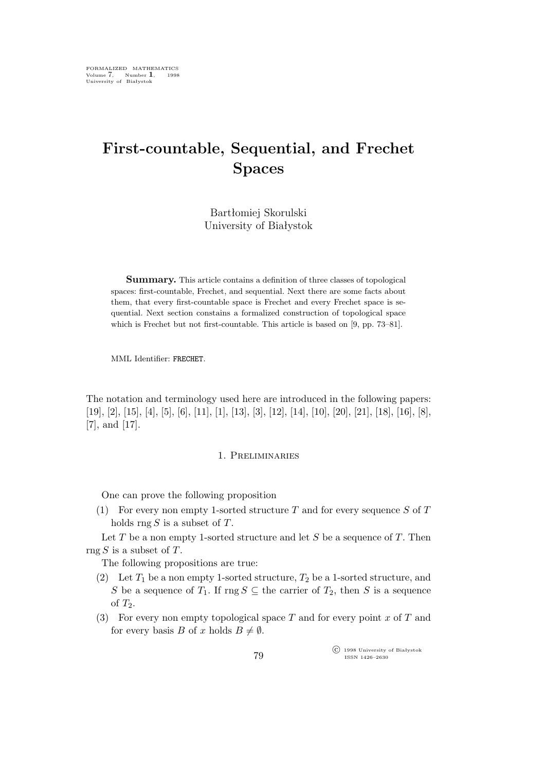# First-countable, Sequential, and Frechet Spaces

Bartłomiej Skorulski
University of Białystok

**Summary.** This article contains a definition of three classes of topological spaces: first-countable, Frechet, and sequential. Next there are some facts about them, that every first-countable space is Frechet and every Frechet space is sequential. Next section constains a formalized construction of topological space which is Frechet but not first-countable. This article is based on [9, pp. 73–81].

MML Identifier: FRECHET.

The notation and terminology used here are introduced in the following papers: [19], [2], [15], [4], [5], [6], [11], [1], [13], [3], [12], [14], [10], [20], [21], [18], [16], [8], [7], and [17].

## 1. Preliminaries

One can prove the following proposition

(1) For every non empty 1-sorted structure $T$ and for every sequence $S$ of $T$ holds $\operatorname{rng} S$ is a subset of $T$.

Let $T$ be a non empty 1-sorted structure and let $S$ be a sequence of $T$. Then $\operatorname{rng} S$ is a subset of $T$.

The following propositions are true:

(2) Let $T_1$ be a non empty 1-sorted structure, $T_2$ be a 1-sorted structure, and $S$ be a sequence of $T_1$. If $\operatorname{rng} S \subseteq$ the carrier of $T_2$, then $S$ is a sequence of $T_2$.

(3) For every non empty topological space $T$ and for every point $x$ of $T$ and for every basis $B$ of $x$ holds $B \neq \emptyset$.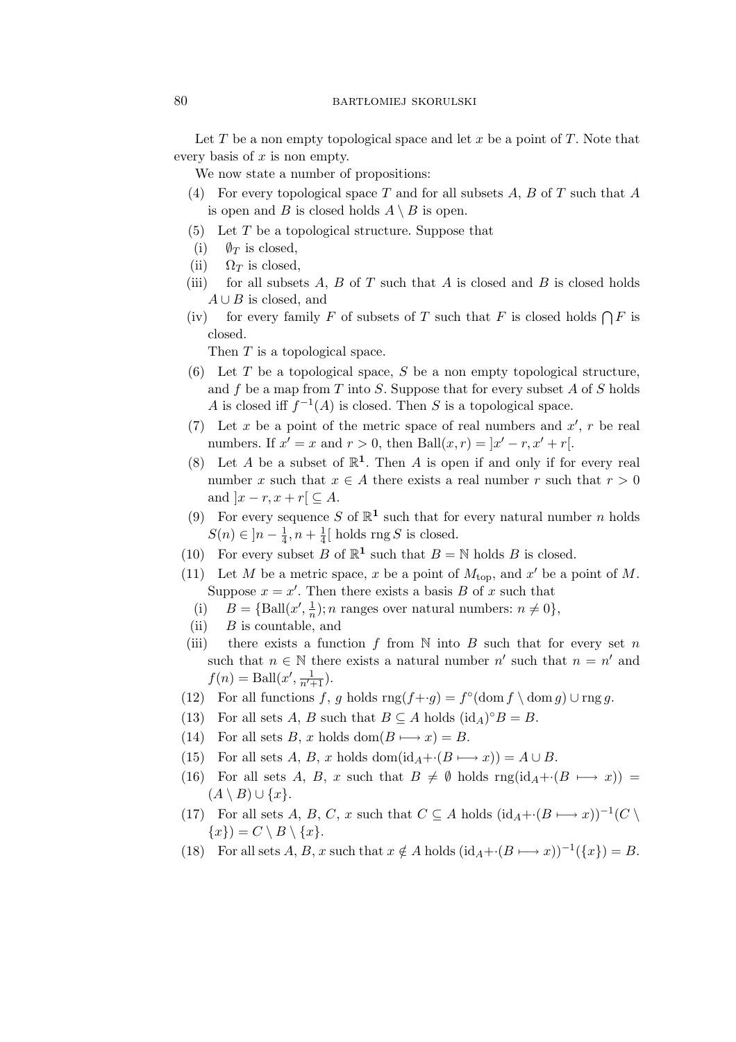Let $T$ be a non empty topological space and let $x$ be a point of $T$. Note that every basis of $x$ is non empty.

We now state a number of propositions:

(4) For every topological space $T$ and for all subsets $A$, $B$ of $T$ such that $A$ is open and $B$ is closed holds $A \setminus B$ is open.

(5) Let $T$ be a topological structure. Suppose that

(i) $\emptyset_T$ is closed,

(ii) $\Omega_T$ is closed,

(iii) for all subsets $A$, $B$ of $T$ such that $A$ is closed and $B$ is closed holds $A \cup B$ is closed, and

(iv) for every family $F$ of subsets of $T$ such that $F$ is closed holds $\bigcap F$ is closed.

Then $T$ is a topological space.

(6) Let $T$ be a topological space, $S$ be a non empty topological structure, and $f$ be a map from $T$ into $S$. Suppose that for every subset $A$ of $S$ holds $A$ is closed iff $f^{-1}(A)$ is closed. Then $S$ is a topological space.

(7) Let $x$ be a point of the metric space of real numbers and $x'$, $r$ be real numbers. If $x' = x$ and $r > 0$, then $\mathrm{Ball}(x, r) = ]x' - r, x' + r[$.

(8) Let $A$ be a subset of $\mathbb{R}^{\mathbf{1}}$. Then $A$ is open if and only if for every real number $x$ such that $x \in A$ there exists a real number $r$ such that $r > 0$ and $]x - r, x + r[ \subseteq A$.

(9) For every sequence $S$ of $\mathbb{R}^{\mathbf{1}}$ such that for every natural number $n$ holds $S(n) \in ]n - \frac{1}{4}, n + \frac{1}{4}[$ holds $\mathrm{rng}\, S$ is closed.

(10) For every subset $B$ of $\mathbb{R}^{\mathbf{1}}$ such that $B = \mathbb{N}$ holds $B$ is closed.

(11) Let $M$ be a metric space, $x$ be a point of $M_{\mathrm{top}}$, and $x'$ be a point of $M$. Suppose $x = x'$. Then there exists a basis $B$ of $x$ such that

(i) $B = \{\mathrm{Ball}(x', \frac{1}{n}); n$ ranges over natural numbers: $n \neq 0\}$,

(ii) $B$ is countable, and

(iii) there exists a function $f$ from $\mathbb{N}$ into $B$ such that for every set $n$ such that $n \in \mathbb{N}$ there exists a natural number $n'$ such that $n = n'$ and $f(n) = \mathrm{Ball}(x', \frac{1}{n'+1})$.

(12) For all functions $f$, $g$ holds $\mathrm{rng}(f {+\cdot} g) = f^{\circ}(\mathrm{dom}\, f \setminus \mathrm{dom}\, g) \cup \mathrm{rng}\, g$.

(13) For all sets $A$, $B$ such that $B \subseteq A$ holds $(\mathrm{id}_A)^{\circ} B = B$.

(14) For all sets $B$, $x$ holds $\mathrm{dom}(B \longmapsto x) = B$.

(15) For all sets $A$, $B$, $x$ holds $\mathrm{dom}(\mathrm{id}_A {+\cdot} (B \longmapsto x)) = A \cup B$.

(16) For all sets $A$, $B$, $x$ such that $B \neq \emptyset$ holds $\mathrm{rng}(\mathrm{id}_A {+\cdot} (B \longmapsto x)) = (A \setminus B) \cup \{x\}$.

(17) For all sets $A$, $B$, $C$, $x$ such that $C \subseteq A$ holds $(\mathrm{id}_A {+\cdot} (B \longmapsto x))^{-1}(C \setminus \{x\}) = C \setminus B \setminus \{x\}$.

(18) For all sets $A$, $B$, $x$ such that $x \notin A$ holds $(\mathrm{id}_A {+\cdot} (B \longmapsto x))^{-1}(\{x\}) = B$.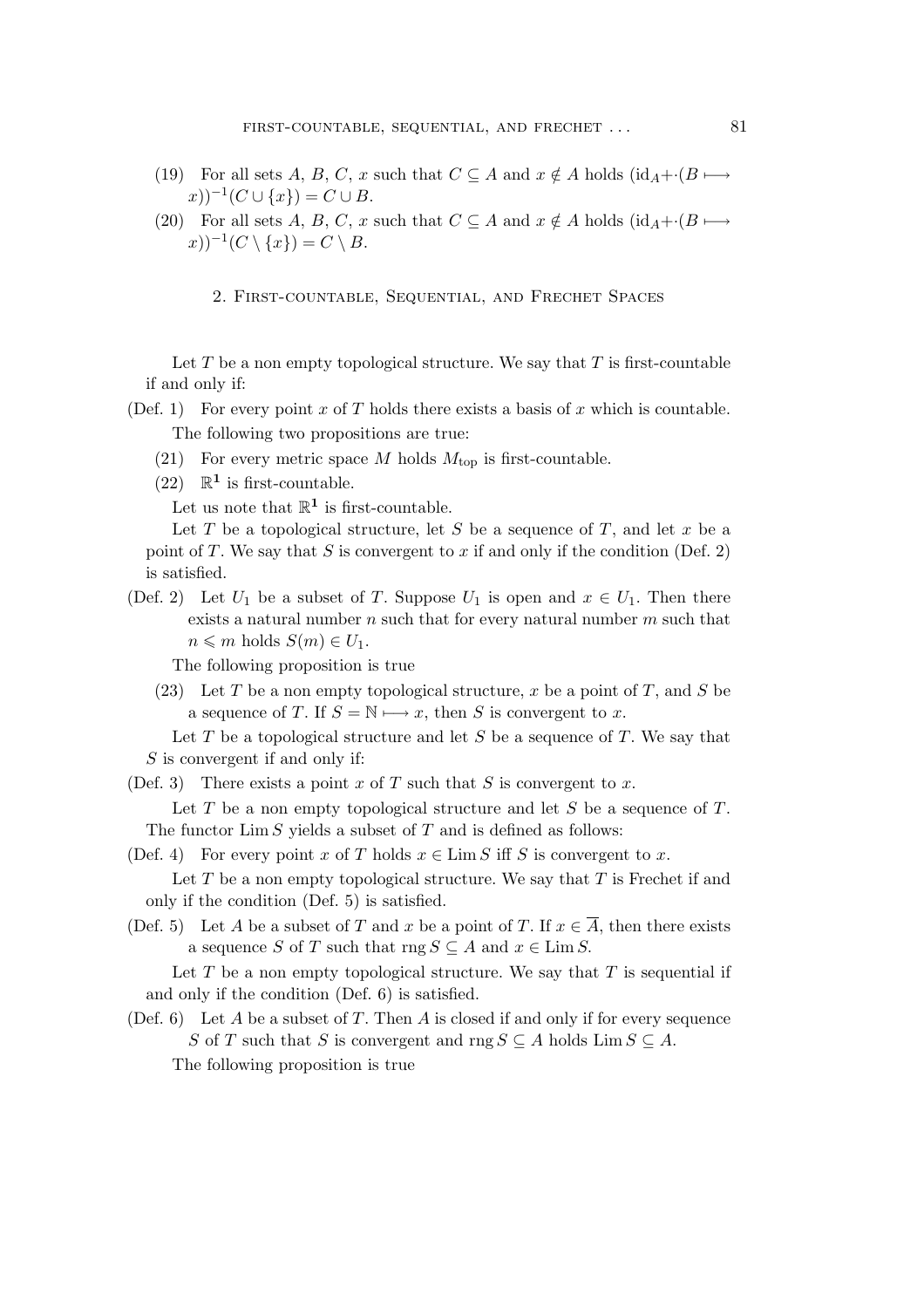(19) For all sets $A$, $B$, $C$, $x$ such that $C \subseteq A$ and $x \notin A$ holds $(\mathrm{id}_A +\cdot (B \longmapsto x))^{-1}(C \cup \{x\}) = C \cup B$.

(20) For all sets $A$, $B$, $C$, $x$ such that $C \subseteq A$ and $x \notin A$ holds $(\mathrm{id}_A +\cdot (B \longmapsto x))^{-1}(C \setminus \{x\}) = C \setminus B$.

## 2. First-countable, Sequential, and Frechet Spaces

Let $T$ be a non empty topological structure. We say that $T$ is first-countable if and only if:

(Def. 1) For every point $x$ of $T$ holds there exists a basis of $x$ which is countable.

The following two propositions are true:

(21) For every metric space $M$ holds $M_{\mathrm{top}}$ is first-countable.

(22) $\mathbb{R}^{\mathbf{1}}$ is first-countable.

Let us note that $\mathbb{R}^{\mathbf{1}}$ is first-countable.

Let $T$ be a topological structure, let $S$ be a sequence of $T$, and let $x$ be a point of $T$. We say that $S$ is convergent to $x$ if and only if the condition (Def. 2) is satisfied.

(Def. 2) Let $U_1$ be a subset of $T$. Suppose $U_1$ is open and $x \in U_1$. Then there exists a natural number $n$ such that for every natural number $m$ such that $n \leqslant m$ holds $S(m) \in U_1$.

The following proposition is true

(23) Let $T$ be a non empty topological structure, $x$ be a point of $T$, and $S$ be a sequence of $T$. If $S = \mathbb{N} \longmapsto x$, then $S$ is convergent to $x$.

Let $T$ be a topological structure and let $S$ be a sequence of $T$. We say that $S$ is convergent if and only if:

(Def. 3) There exists a point $x$ of $T$ such that $S$ is convergent to $x$.

Let $T$ be a non empty topological structure and let $S$ be a sequence of $T$. The functor $\mathrm{Lim}\, S$ yields a subset of $T$ and is defined as follows:

(Def. 4) For every point $x$ of $T$ holds $x \in \mathrm{Lim}\, S$ iff $S$ is convergent to $x$.

Let $T$ be a non empty topological structure. We say that $T$ is Frechet if and only if the condition (Def. 5) is satisfied.

(Def. 5) Let $A$ be a subset of $T$ and $x$ be a point of $T$. If $x \in \overline{A}$, then there exists a sequence $S$ of $T$ such that $\mathrm{rng}\, S \subseteq A$ and $x \in \mathrm{Lim}\, S$.

Let $T$ be a non empty topological structure. We say that $T$ is sequential if and only if the condition (Def. 6) is satisfied.

(Def. 6) Let $A$ be a subset of $T$. Then $A$ is closed if and only if for every sequence $S$ of $T$ such that $S$ is convergent and $\mathrm{rng}\, S \subseteq A$ holds $\mathrm{Lim}\, S \subseteq A$.

The following proposition is true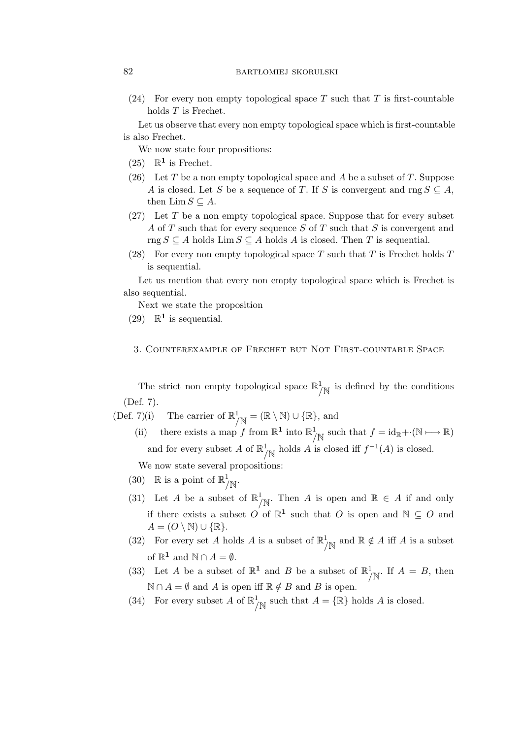(24) For every non empty topological space $T$ such that $T$ is first-countable holds $T$ is Frechet.

Let us observe that every non empty topological space which is first-countable is also Frechet.

We now state four propositions:

(25) $\mathbb{R}^{\mathbf{1}}$ is Frechet.

(26) Let $T$ be a non empty topological space and $A$ be a subset of $T$. Suppose $A$ is closed. Let $S$ be a sequence of $T$. If $S$ is convergent and $\operatorname{rng} S \subseteq A$, then $\operatorname{Lim} S \subseteq A$.

(27) Let $T$ be a non empty topological space. Suppose that for every subset $A$ of $T$ such that for every sequence $S$ of $T$ such that $S$ is convergent and $\operatorname{rng} S \subseteq A$ holds $\operatorname{Lim} S \subseteq A$ holds $A$ is closed. Then $T$ is sequential.

(28) For every non empty topological space $T$ such that $T$ is Frechet holds $T$ is sequential.

Let us mention that every non empty topological space which is Frechet is also sequential.

Next we state the proposition

(29) $\mathbb{R}^{\mathbf{1}}$ is sequential.

## 3. Counterexample of Frechet but Not First-countable Space

The strict non empty topological space $\mathbb{R}^1_{/\mathbb{N}}$ is defined by the conditions (Def. 7).

(Def. 7)(i) The carrier of $\mathbb{R}^1_{/\mathbb{N}} = (\mathbb{R} \setminus \mathbb{N}) \cup \{\mathbb{R}\}$, and

(ii) there exists a map $f$ from $\mathbb{R}^{\mathbf{1}}$ into $\mathbb{R}^1_{/\mathbb{N}}$ such that $f = \mathrm{id}_{\mathbb{R}} + \cdot (\mathbb{N} \longmapsto \mathbb{R})$ and for every subset $A$ of $\mathbb{R}^1_{/\mathbb{N}}$ holds $A$ is closed iff $f^{-1}(A)$ is closed.

We now state several propositions:

(30) $\mathbb{R}$ is a point of $\mathbb{R}^1_{/\mathbb{N}}$.

(31) Let $A$ be a subset of $\mathbb{R}^1_{/\mathbb{N}}$. Then $A$ is open and $\mathbb{R} \in A$ if and only if there exists a subset $O$ of $\mathbb{R}^{\mathbf{1}}$ such that $O$ is open and $\mathbb{N} \subseteq O$ and $A = (O \setminus \mathbb{N}) \cup \{\mathbb{R}\}$.

(32) For every set $A$ holds $A$ is a subset of $\mathbb{R}^1_{/\mathbb{N}}$ and $\mathbb{R} \notin A$ iff $A$ is a subset of $\mathbb{R}^{\mathbf{1}}$ and $\mathbb{N} \cap A = \emptyset$.

(33) Let $A$ be a subset of $\mathbb{R}^{\mathbf{1}}$ and $B$ be a subset of $\mathbb{R}^1_{/\mathbb{N}}$. If $A = B$, then $\mathbb{N} \cap A = \emptyset$ and $A$ is open iff $\mathbb{R} \notin B$ and $B$ is open.

(34) For every subset $A$ of $\mathbb{R}^1_{/\mathbb{N}}$ such that $A = \{\mathbb{R}\}$ holds $A$ is closed.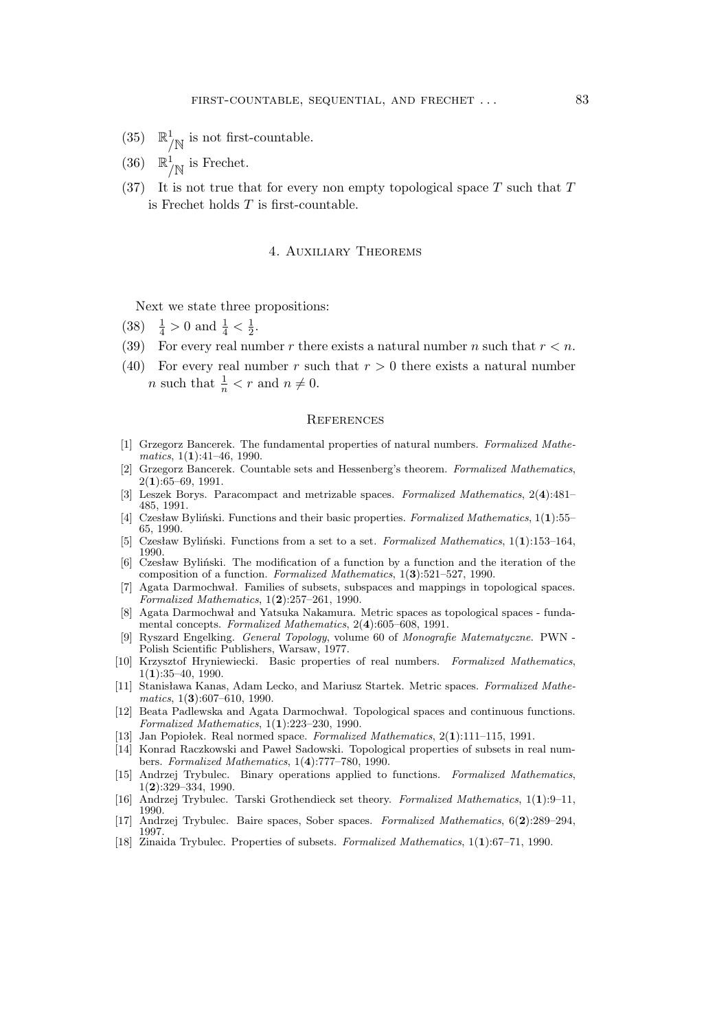(35) $\mathbb{R}^1_{/\mathbb{N}}$ is not first-countable.

(36) $\mathbb{R}^1_{/\mathbb{N}}$ is Frechet.

(37) It is not true that for every non empty topological space $T$ such that $T$ is Frechet holds $T$ is first-countable.

## 4. Auxiliary Theorems

Next we state three propositions:

(38) $\frac{1}{4} > 0$ and $\frac{1}{4} < \frac{1}{2}$.

(39) For every real number $r$ there exists a natural number $n$ such that $r < n$.

(40) For every real number $r$ such that $r > 0$ there exists a natural number $n$ such that $\frac{1}{n} < r$ and $n \neq 0$.

## References

[1] Grzegorz Bancerek. The fundamental properties of natural numbers. *Formalized Mathematics*, 1(**1**):41–46, 1990.

[2] Grzegorz Bancerek. Countable sets and Hessenberg's theorem. *Formalized Mathematics*, 2(**1**):65–69, 1991.

[3] Leszek Borys. Paracompact and metrizable spaces. *Formalized Mathematics*, 2(**4**):481–485, 1991.

[4] Czesław Byliński. Functions and their basic properties. *Formalized Mathematics*, 1(**1**):55–65, 1990.

[5] Czesław Byliński. Functions from a set to a set. *Formalized Mathematics*, 1(**1**):153–164, 1990.

[6] Czesław Byliński. The modification of a function by a function and the iteration of the composition of a function. *Formalized Mathematics*, 1(**3**):521–527, 1990.

[7] Agata Darmochwał. Families of subsets, subspaces and mappings in topological spaces. *Formalized Mathematics*, 1(**2**):257–261, 1990.

[8] Agata Darmochwał and Yatsuka Nakamura. Metric spaces as topological spaces - fundamental concepts. *Formalized Mathematics*, 2(**4**):605–608, 1991.

[9] Ryszard Engelking. *General Topology*, volume 60 of *Monografie Matematyczne*. PWN - Polish Scientific Publishers, Warsaw, 1977.

[10] Krzysztof Hryniewiecki. Basic properties of real numbers. *Formalized Mathematics*, 1(**1**):35–40, 1990.

[11] Stanisława Kanas, Adam Lecko, and Mariusz Startek. Metric spaces. *Formalized Mathematics*, 1(**3**):607–610, 1990.

[12] Beata Padlewska and Agata Darmochwał. Topological spaces and continuous functions. *Formalized Mathematics*, 1(**1**):223–230, 1990.

[13] Jan Popiołek. Real normed space. *Formalized Mathematics*, 2(**1**):111–115, 1991.

[14] Konrad Raczkowski and Paweł Sadowski. Topological properties of subsets in real numbers. *Formalized Mathematics*, 1(**4**):777–780, 1990.

[15] Andrzej Trybulec. Binary operations applied to functions. *Formalized Mathematics*, 1(**2**):329–334, 1990.

[16] Andrzej Trybulec. Tarski Grothendieck set theory. *Formalized Mathematics*, 1(**1**):9–11, 1990.

[17] Andrzej Trybulec. Baire spaces, Sober spaces. *Formalized Mathematics*, 6(**2**):289–294, 1997.

[18] Zinaida Trybulec. Properties of subsets. *Formalized Mathematics*, 1(**1**):67–71, 1990.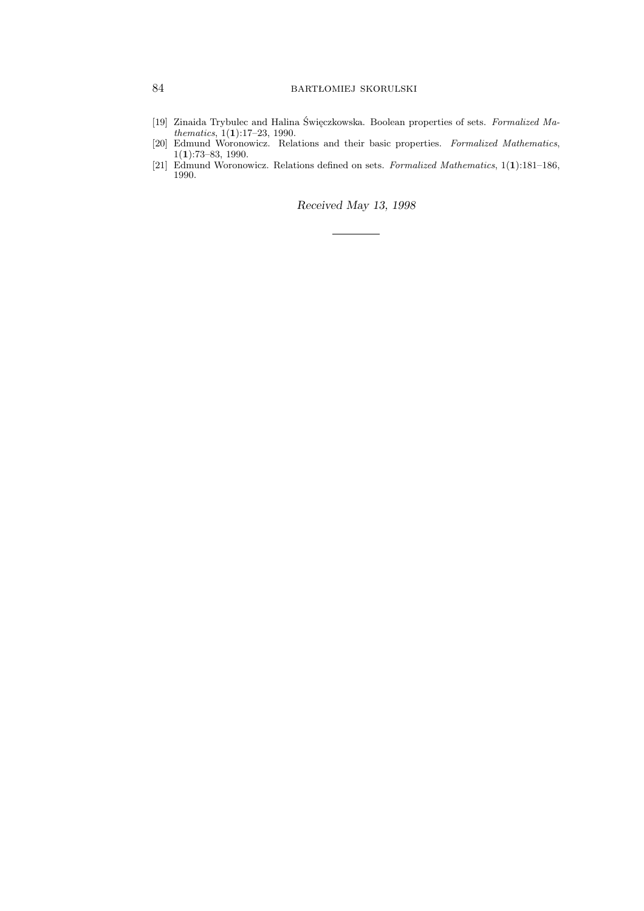[19] Zinaida Trybulec and Halina Święczkowska. Boolean properties of sets. *Formalized Mathematics*, 1(**1**):17–23, 1990.

[20] Edmund Woronowicz. Relations and their basic properties. *Formalized Mathematics*, 1(**1**):73–83, 1990.

[21] Edmund Woronowicz. Relations defined on sets. *Formalized Mathematics*, 1(**1**):181–186, 1990.

*Received May 13, 1998*